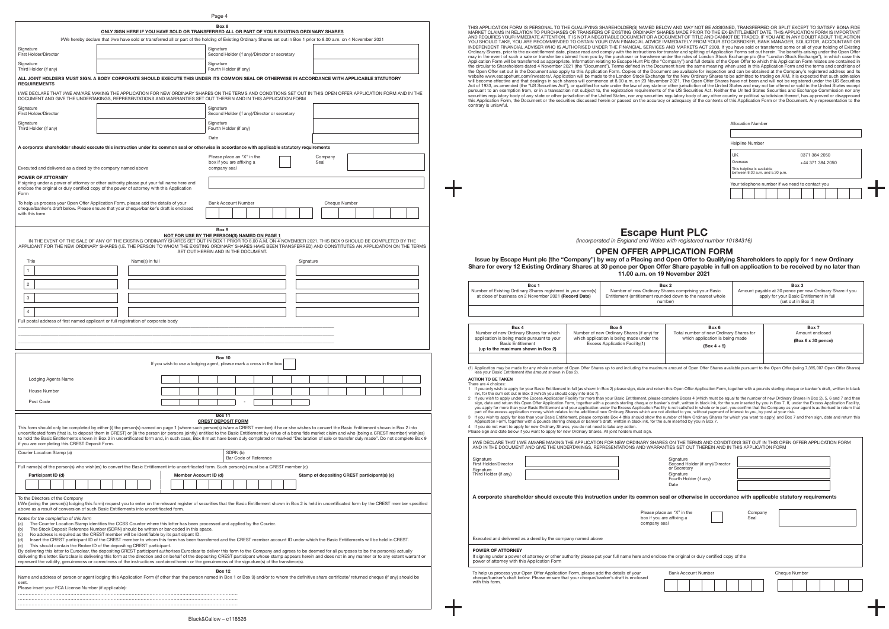THIS APPLICATION FORM IS PERSONAL TO THE QUALIFYING SHAREHOLDER(S) NAMED BELOW AND MAY NOT BE ASSIGNED, TRANSFERRED OR SPLIT EXCEPT TO SATISFY BONA FIDE MARKET CLAIMS IN RELATION TO PURCHASES OR TRANSFERS OF EXISTING ORDINARY SHARES MADE PRIOR TO THE EX-ENTITLEMENT DATE. THIS APPLICATION FORM IS IMPORTANT AND REQUIRES YOUR IMMEDIATE ATTENTION. IT IS NOT A NEGOTIABLE DOCUMENT OR A DOCUMENT OF TITLE AND CANNOT BE TRADED. IF YOU ARE IN ANY DOUBT ABOUT THE ACTION YOU SHOULD TAKE, YOU ARE RECOMMENDED TO OBTAIN YOUR OWN FINANCIAL ADVICE IMMEDIATELY FROM YOUR STOCKBROKER, BANK MANAGER, SOLICITOR, ACCOUNTANT OR INDEPENDENT FINANCIAL ADVISER WHO IS AUTHORISED UNDER THE FINANCIAL SERVICES AND MARKETS ACT 2000. If you have sold or transferred some or all of your holding of Existing Ordinary Shares, prior to the ex-entitlement date, please read and comply with the instructions for transfer and splitting of Application Forms set out herein. The benefits arising under the Open Offer may in the event of such a sale or transfer be claimed from you by the purchaser or transferee under the rules of London Stock Exchange plc (the "London Stock Exchange"), in which case this Application Form will be transferred as appropriate. Information relating to Escape Hunt Plc (the "Company") and full details of the Open Offer to which this Application Form relates are contained in the circular to Shareholders dated 4 November 2021 (the "Document"). Terms defined in the Document have the same meaning when used in this Application Form and the terms and conditions of the Open Offer set out in the Document also apply to this Application Form. Copies of the Document are available for inspection and can be obtained at the Company's registered address and its website www.escapehunt.com/investors/. Application will be made to the London Stock Exchange for the New Ordinary Shares to be admitted to trading on AIM. It is expected that such admission will become effective and that dealings in such shares will commence at 8.00 a.m. on 23 November 2021. The Open Offer Shares have not been and will not be registered under the US Securities Act of 1933, as amended (the "US Securities Act"), or qualified for sale under the law of any state or other jurisdiction of the United States and may not be offered or sold in the United States except pursuant to an exemption from, or in a transaction not subject to, the registration requirements of the US Securities Act. Neither the United States Securities and Exchange Commission nor any securities regulatory body of any state or other jurisdiction of the United States, nor any securities regulatory body of any other country or political subdivision thereof, has approved or disapproved this Application Form, the Document or the securities discussed herein or passed on the accuracy or adequacy of the contents of this Application Form or the Document. Any representation to the contrary is unlawful.

Allocation Number

Helpline Number

| | |
|---|---|
| UK | 0371 384 2050 |
| Overseas | +44 371 384 2050 |

This helpline is available between 8.30 a.m. and 5.30 p.m.

Your telephone number if we need to contact you

# Escape Hunt PLC

*(Incorporated in England and Wales with registered number 10184316)*

## OPEN OFFER APPLICATION FORM

**Issue by Escape Hunt plc (the "Company") by way of a Placing and Open Offer to Qualifying Shareholders to apply for 1 new Ordinary Share for every 12 Existing Ordinary Shares at 30 pence per Open Offer Share payable in full on application to be received by no later than 11.00 a.m. on 19 November 2021**

| Box 1<br>Number of Existing Ordinary Shares registered in your name(s) at close of business on 2 November 2021 **(Record Date)** | Box 2<br>Number of new Ordinary Shares comprising your Basic Entitlement (entitlement rounded down to the nearest whole number) | Box 3<br>Amount payable at 30 pence per new Ordinary Share if you apply for your Basic Entitlement in full (set out in Box 2) |
|---|---|---|
| | | |

| Box 4<br>Number of new Ordinary Shares for which application is being made pursuant to your Basic Entitlement<br>**(up to the maximum shown in Box 2)** | Box 5<br>Number of new Ordinary Shares (if any) for which application is being made under the Excess Application Facility(1) | Box 6<br>Total number of new Ordinary Shares for which application is being made<br>**(Box 4 + 5)** | Box 7<br>Amount enclosed<br>**(Box 6 x 30 pence)** |
|---|---|---|---|
| | | | |

(1) Application may be made for any whole number of Open Offer Shares up to and including the maximum amount of Open Offer Shares available pursuant to the Open Offer (being 7,385,007 Open Offer Shares) less your Basic Entitlement (the amount shown in Box 2).

**ACTION TO BE TAKEN**

There are 4 choices:

1. If you only wish to apply for your Basic Entitlement in full (as shown in Box 2) please sign, date and return this Open Offer Application Form, together with a pounds sterling cheque or banker's draft, written in black ink, for the sum set out in Box 3 (which you should copy into Box 7).
2. If you wish to apply under the Excess Application Facility for more than your Basic Entitlement, please complete Boxes 4 (which must be equal to the number of new Ordinary Shares in Box 2), 5, 6 and 7 and then sign, date and return this Open Offer Application Form, together with a pounds sterling cheque or banker's draft, written in black ink, for the sum inserted by you in Box 7. If, under the Excess Application Facility, you apply for more than your Basic Entitlement and your application under the Excess Application Facility is not satisfied in whole or in part, you confirm that the Company as your agent is authorised to return that part of the excess application money which relates to the additional new Ordinary Shares which are not allotted to you, without payment of interest to you, by post at your risk.
3. If you wish to apply for less than your Basic Entitlement, please complete Box 4 (this should show the number of New Ordinary Shares for which you want to apply) and Box 7 and then sign, date and return this Application Form, together with a pounds sterling cheque or banker's draft, written in black ink, for the sum inserted by you in Box 7.
4. If you do not want to apply for new Ordinary Shares, you do not need to take any action.

Please sign and date below if you want to apply for new Ordinary Shares. All joint holders must sign.

I/WE DECLARE THAT I/WE AM/ARE MAKING THE APPLICATION FOR NEW ORDINARY SHARES ON THE TERMS AND CONDITIONS SET OUT IN THIS OPEN OFFER APPLICATION FORM AND IN THE DOCUMENT AND GIVE THE UNDERTAKINGS, REPRESENTATIONS AND WARRANTIES SET OUT THEREIN AND IN THIS APPLICATION FORM

| | | | |
|---|---|---|---|
| Signature First Holder/Director | | Signature Second Holder (if any)/Director or Secretary | |
| Signature Third Holder (if any) | | Signature Fourth Holder (if any) | |
| | | Date | |

**A corporate shareholder should execute this instruction under its common seal or otherwise in accordance with applicable statutory requirements**

Please place an "X" in the box if you are affixing a company seal | Company Seal

Executed and delivered as a deed by the company named above

**POWER OF ATTORNEY**

If signing under a power of attorney or other authority please put your full name here and enclose the original or duly certified copy of the power of attorney with this Application Form

To help us process your Open Offer Application Form, please add the details of your cheque/banker's draft below. Please ensure that your cheque/banker's draft is enclosed with this form.

Bank Account Number | Cheque Number

---

**Box 8**

**ONLY SIGN HERE IF YOU HAVE SOLD OR TRANSFERRED ALL OR PART OF YOUR EXISTING ORDINARY SHARES**

I/We hereby declare that I/we have sold or transferred all or part of the holding of Existing Ordinary Shares set out in Box 1 prior to 8.00 a.m. on 4 November 2021

| | | | |
|---|---|---|---|
| Signature First Holder/Director | | Signature Second Holder (if any)/Director or secretary | |
| Signature Third Holder (if any) | | Signature Fourth Holder (if any) | |

**ALL JOINT HOLDERS MUST SIGN. A BODY CORPORATE SHOULD EXECUTE THIS UNDER ITS COMMON SEAL OR OTHERWISE IN ACCORDANCE WITH APPLICABLE STATUTORY REQUIREMENTS**

I/WE DECLARE THAT I/WE AM/ARE MAKING THE APPLICATION FOR NEW ORDINARY SHARES ON THE TERMS AND CONDITIONS SET OUT IN THIS OPEN OFFER APPLICATION FORM AND IN THE DOCUMENT AND GIVE THE UNDERTAKINGS, REPRESENTATIONS AND WARRANTIES SET OUT THEREIN AND IN THIS APPLICATION FORM

| | | | |
|---|---|---|---|
| Signature First Holder/Director | | Signature Second Holder (if any)/Director or secretary | |
| Signature Third Holder (if any) | | Signature Fourth Holder (if any) | |
| | | Date | |

**A corporate shareholder should execute this instruction under its common seal or otherwise in accordance with applicable statutory requirements**

Please place an "X" in the box if you are affixing a company seal | Company Seal

Executed and delivered as a deed by the company named above

**POWER OF ATTORNEY**

If signing under a power of attorney or other authority please put your full name here and enclose the original or duly certified copy of the power of attorney with this Application Form

To help us process your Open Offer Application Form, please add the details of your cheque/banker's draft below. Please ensure that your cheque/banker's draft is enclosed with this form.

Bank Account Number | Cheque Number

**Box 9**

**NOT FOR USE BY THE PERSON(S) NAMED ON PAGE 1**

IN THE EVENT OF THE SALE OF ANY OF THE EXISTING ORDINARY SHARES SET OUT IN BOX 1 PRIOR TO 8.00 A.M. ON 4 NOVEMBER 2021, THIS BOX 9 SHOULD BE COMPLETED BY THE APPLICANT FOR THE NEW ORDINARY SHARES (I.E. THE PERSON TO WHOM THE EXISTING ORDINARY SHARES HAVE BEEN TRANSFERRED) AND CONSTITUTES AN APPLICATION ON THE TERMS SET OUT HEREIN AND IN THE DOCUMENT.

| Title | Name(s) in full | Signature |
|---|---|---|
| 1 | | |
| 2 | | |
| 3 | | |
| 4 | | |

Full postal address of first named applicant or full registration of corporate body

**Box 10**

If you wish to use a lodging agent, please mark a cross in the box

Lodging Agents Name

House Number

Post Code

**Box 11**

**CREST DEPOSIT FORM**

This form should only be completed by either (i) the person(s) named on page 1 (where such person(s) is/are a CREST member) if he or she wishes to convert the Basic Entitlement shown in Box 2 into uncertificated form (that is, to deposit them in CREST) or (ii) the person (or persons jointly) entitled to the Basic Entitlement by virtue of a bona fide market claim and who (being a CREST member) wish(es) to hold the Basic Entitlements shown in Box 2 in uncertificated form and, in such case, Box 8 must have been duly completed or marked "Declaration of sale or transfer duly made". Do not complete Box 9 if you are completing this CREST Deposit Form.

Courier Location Stamp (a) | SDRN (b) Bar Code of Reference

Full name(s) of the person(s) who wish(es) to convert the Basic Entitlement into uncertificated form. Such person(s) must be a CREST member (c)

Participant ID (d) | Member Account ID (d) | Stamp of depositing CREST participant(s) (e)

To the Directors of the Company

I/We (being the person(s) lodging this form) request you to enter on the relevant register of securities that the Basic Entitlement shown in Box 2 is held in uncertificated form by the CREST member specified above as a result of conversion of such Basic Entitlements into uncertificated form.

*Notes for the completion of this form*

(a) The Counter Location Stamp identifies the CCSS Counter where this letter has been processed and applied by the Courier.
(b) The Stock Deposit Reference Number (SDRN) should be written or bar-coded in this space.
(c) No address is required as the CREST member will be identifiable by its participant ID.
(d) Insert the CREST participant ID of the CREST member to whom this form has been transferred and the CREST member account ID under which the Basic Entitlements will be held in CREST.
(e) This should contain the Broker ID of the depositing CREST participant.

By delivering this letter to Euroclear, the depositing CREST participant authorises Euroclear to deliver this form to the Company and agrees to be deemed for all purposes to be the person(s) actually delivering this letter. Euroclear is delivering this form at the direction and on behalf of the depositing CREST participant whose stamp appears herein and does not in any manner or to any extent warrant or represent the validity, genuineness or correctness of the instructions contained herein or the genuineness of the signature(s) of the transferor(s).

**Box 12**

Name and address of person or agent lodging this Application Form (if other than the person named in Box 1 or Box 9) and/or to whom the definitive share certificate/ returned cheque (if any) should be sent.

Please insert your FCA License Number (if applicable):

Black&Callow – c118526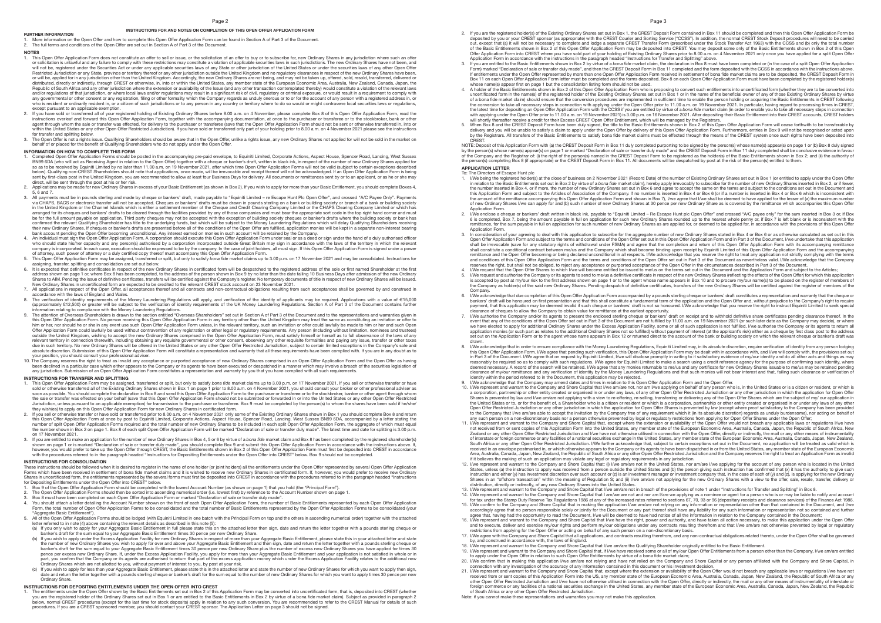## INSTRUCTIONS FOR AND NOTES ON COMPLETION OF THIS OPEN OFFER APPLICATION FORM

### FURTHER INFORMATION

1. More information on the Open Offer and how to complete this Open Offer Application Form can be found in Section A of Part 3 of the Document.
2. The full terms and conditions of the Open Offer are set out in Section A of Part 3 of the Document.

### NOTES

1. This Open Offer Application Form does not constitute an offer to sell or issue, or the solicitation of an offer to buy or to subscribe for, new Ordinary Shares in any jurisdiction where such an offer or solicitation is unlawful and any failure to comply with these restrictions may constitute a violation of applicable securities laws in such jurisdictions. The new Ordinary Shares have not been, and will not be, registered under the Securities Act or under any applicable securities laws of any State or other jurisdiction of the United States or under the securities laws of any other Open Offer Restricted Jurisdiction or any State, province or territory thereof or any other jurisdiction outside the United Kingdom and no regulatory clearances in respect of the new Ordinary Shares have been, or will be, applied for in any jurisdiction other than the United Kingdom. Accordingly, the new Ordinary Shares are not being, and may not be taken up, offered, sold, resold, transferred, delivered or distributed, directly or indirectly, through CREST or otherwise, in, into or within the United States, any member state of the European Economic Area, Australia, New Zealand, Canada, Japan, the Republic of South Africa and any other jurisdiction where the extension or availability of the Issue (and any other transaction contemplated thereby) would constitute a violation of the relevant laws and/or regulations of that jurisdiction, or where local laws and/or regulations may result in a significant risk of civil, regulatory or criminal exposure, or would result in a requirement to comply with any governmental or other consent or any registration, filing or other formality which the Company regards as unduly onerous or to or for the account of any person with a registered address in, or who is resident or ordinarily resident in, or a citizen of such jurisdictions or to any person in any country or territory where to do so would or might contravene local securities laws or regulations, except pursuant to an applicable exemption.
2. If you have sold or transferred all of your registered holding of Existing Ordinary Shares before 8.00 a.m. on 4 November, please complete Box 8 of this Open Offer Application Form, read the instructions overleaf and forward this Open Offer Application Form, together with the accompanying documentation, at once to the purchaser or transferee or to the stockbroker, bank or other agent through whom the sale or transfer was effected, for delivery to the purchaser or transferee (save that the Open Offer Application Form should not be sent or otherwise transferred in, into or within the United States or any other Open Offer Restricted Jurisdiction). If you have sold or transferred only part of your holding prior to 8.00 a.m. on 4 November 2021 please see the instructions for transfer and splitting below.
3. The Open Offer is not a rights issue. Qualifying Shareholders should be aware that in the Open Offer, unlike a rights issue, any new Ordinary Shares not applied for will not be sold in the market on behalf of or placed for the benefit of Qualifying Shareholders who do not apply under the Open Offer.

### INFORMATION ON HOW TO COMPLETE THIS FORM

1. Completed Open Offer Application Forms should be posted in the accompanying pre-paid envelope, to Equiniti Limited, Corporate Actions, Aspect House, Spencer Road, Lancing, West Sussex BN99 6DA (who will act as Receiving Agent in relation to the Open Offer) together with a cheque or banker's draft, written in black ink, in respect of the number of new Ordinary Shares applied for so as to be received by Equiniti Limited by no later than 11.00 a.m. on 19 November 2021, after which time Open Offer Application Forms will not be valid (subject to certain exceptions described below). Qualifying non-CREST Shareholders should note that applications, once made, will be irrevocable and receipt thereof will not be acknowledged. If an Open Offer Application Form is being sent by first-class post in the United Kingdom, you are recommended to allow at least four Business Days for delivery. All documents or remittances sent by or to an applicant, or as he or she may direct, will be sent through the post at his or her risk.
2. Applications may be made for new Ordinary Shares in excess of your Basic Entitlement (as shown in Box 2). If you wish to apply for more than your Basic Entitlement, you should complete Boxes 4, 5, 6 and 7.
3. All payments must be in pounds sterling and made by cheque or bankers' draft, made payable to "Equiniti Limited – re Escape Hunt Plc Open Offer", and crossed "A/C Payee Only". Payments via CHAPS, BACS or electronic transfer will not be accepted. Cheques or bankers' drafts must be drawn in pounds sterling on a bank or building society or a branch of a bank or building society in the United Kingdom or the Channel Islands which is either a settlement member of the Cheque and Credit Clearing Company Limited or the CHAPS Clearing Company Limited or which has arranged for its cheques and bankers' drafts to be cleared through the facilities provided by any of those companies and must bear the appropriate sort code in the top right hand corner and must be for the full amount payable on application. Third party cheques may not be accepted with the exception of building society cheques or banker's drafts where the building society or bank has confirmed the relevant Qualifying Shareholder has title to the underlying funds, but which will be subject to the Money Laundering Regulations which will delay Qualifying Shareholders receiving their new Ordinary Shares. If cheques or banker's drafts are presented before all of the conditions of the Open Offer are fulfilled, application monies will be kept in a separate non-interest bearing bank account pending the Open Offer becoming unconditional. Any interest earned on monies in such account will be retained by the Company.
4. An individual must sign the Open Offer Application Form. A corporation should execute this Open Offer Application Form under seal or as a deed or sign under the hand of a duly authorised officer who should state his/her capacity and any person(s) authorised by a corporation incorporated outside Great Britain may sign in accordance with the laws of the territory in which the relevant company is incorporated. In each case, execution should be expressed to be by the company. In the case of joint holders, all must sign. If this Open Offer Application Form is signed under a power of attorney, such power of attorney or a duly certified copy thereof must accompany this Open Offer Application Form.
5. This Open Offer Application Form may be assigned, transferred or split, but only to satisfy *bona fide* market claims up to 3.00 p.m. on 17 November 2021 and may be consolidated. Instructions for assigning, transfer, splitting and consolidation are set out below.
6. It is expected that definitive certificates in respect of the new Ordinary Shares in certificated form will be despatched to the registered address of the sole or first named Shareholder at the first address shown on page 1 or, where Box 6 has been completed, to the address of the person shown in Box 9 by no later than the date falling 10 Business Days after admission of the new Ordinary Shares to AIM. Pending the issue of definitive certificates, transfers will be certified against the Company's register. No temporary documents of title in respect of new Ordinary Shares will be issued. New Ordinary Shares in uncertificated form are expected to be credited to the relevant CREST stock account on 23 November 2021.
7. All applications in respect of the Open Offer, all acceptances thereof and all contracts and non-contractual obligations resulting from such acceptances shall be governed by and construed in accordance with the laws of England and Wales.
8. The verification of identity requirements of the Money Laundering Regulations will apply, and verification of the identity of applicants may be required. Applications with a value of €15,000 (approximately £12,500) or greater will be subject to the verification of identity requirements of the UK Money Laundering Regulations. Section A of Part 3 of the Document contains further information relating to compliance with the Money Laundering Regulations.
9. The attention of Overseas Shareholders is drawn to the section entitled "Overseas Shareholders" set out in Section A of Part 3 of the Document and to the representations and warranties given in this Open Offer Application Form. No person receiving this Open Offer Application Form in any territory other than the United Kingdom may treat the same as constituting an invitation or offer to him or her, nor should he or she in any event use such Open Offer Application Form unless, in the relevant territory, such an invitation or offer could lawfully be made to him or her and such Open Offer Application Form could lawfully be used without contravention of any registration or other legal or regulatory requirements. Any person (including without limitation, nominees and trustees) outside the United Kingdom, wishing to accept the new Ordinary Shares comprised in the Open Offer Application Form, must satisfy himself or herself as to full observance of the laws of any relevant territory in connection therewith, including obtaining any requisite governmental or other consent, observing any other requisite formalities and paying any issue, transfer or other taxes due in such territory. No new Ordinary Shares will be offered in the United States or any other Open Offer Restricted Jurisdiction, subject to certain limited exceptions in the Company's sole and absolute discretion. Submission of this Open Offer Application Form will constitute a representation and warranty that all these requirements have been complied with. If you are in any doubt as to your position, you should consult your professional adviser.
10. The Company reserves the right to treat as invalid any acceptance or purported acceptance of new Ordinary Shares comprised in an Open Offer Application Form and the Open Offer as having been declined in a particular case which either appears to the Company or its agents to have been executed or despatched in a manner which may involve a breach of the securities legislation of any jurisdiction. Submission of an Open Offer Application Form constitutes a representation and warranty by you that you have complied with all such requirements.

### INSTRUCTIONS FOR TRANSFER AND SPLITTING

1. This Open Offer Application Form may be assigned, transferred or split, but only to satisfy *bona fide* market claims up to 3.00 p.m. on 17 November 2021. If you sell or otherwise transfer or have sold or otherwise transferred all of the Existing Ordinary Shares shown in Box 1 on page 1 prior to 8.00 a.m. on 4 November 2021, you should consult your broker or other professional adviser as soon as possible. You should complete the declaration in Box 8 and send this Open Offer Application Form to the purchaser or transferee or to the stockbroker, banker or other agent through whom the sale or transfer was effected on your behalf (save that this Open Offer Application Form should not be submitted or forwarded in or into the United States or any other Open Offer Restricted Jurisdiction, unless pursuant to an applicable exemption) for transmission to the purchaser or transferee. Box 9 must be completed by the person(s) to whom the shares have been sold if he/she/they wish(es) to apply on this Open Offer Application Form for new Ordinary Shares in certificated form.
2. If you sell or otherwise transfer or have sold or transferred prior to 8.00 a.m. on 4 November 2021 only some of the Existing Ordinary Shares shown in Box 1 you should complete Box 8 and return this Open Offer Application Form at once by post to Equiniti Limited, Corporate Actions, Aspect House, Spencer Road, Lancing, West Sussex BN99 6DA, accompanied by a letter stating the number of split Open Offer Application Forms required and the total number of new Ordinary Shares to be included in each split Open Offer Application Form, the aggregate of which must equal the number shown in Box 2 on page 1. Box 8 of each split Open Offer Application Form will be marked "Declaration of sale or transfer duly made". The latest time and date for splitting is 3.00 p.m. on 17 November 2021.
3. If you are entitled to make an application for the number of new Ordinary Shares in Box 4, 5 or 6 by virtue of a *bona fide* market claim and Box 8 has been completed by the registered shareholder(s) shown on page 1 or is marked "Declaration of sale or transfer duly made", you should complete Box 9 and submit this Open Offer Application Form in accordance with the instructions above. If, however, you would prefer to take up the Open Offer through CREST, the Basic Entitlements shown in Box 2 of this Open Offer Application Form must first be deposited into CREST in accordance with the procedures referred to in the paragraph headed "Instructions for Depositing Entitlements under the Open Offer into CREST" below. Box 9 should not be completed.

### INSTRUCTIONS FOR CONSOLIDATION

These instructions should be followed when it is desired to register in the name of one holder (or joint holders) all the entitlements under the Open Offer represented by several Open Offer Application Forms which have been received in settlement of bona fide market claims and it is wished to receive new Ordinary Shares in certificated form. If, however, you would prefer to receive new Ordinary Shares in uncertificated form, the entitlements represented by the several forms must first be deposited into CREST in accordance with the procedures referred to in the paragraph headed "Instructions for Depositing Entitlements under the Open Offer into CREST" below.

1. Box 9 of the Open Offer Application Form should be completed with the lowest Account Number (as shown on page 1) that you hold (the "Principal Form").
2. The Open Offer Application Forms should then be sorted into ascending numerical order (i.e. lowest first) by reference to the Account Number shown on page 1.
3. Box 8 must have been completed on each Open Offer Application Form or marked "Declaration of sale or transfer duly made".
4. You should attach a letter detailing the Account Number shown on the front of each Open Offer Application Form, the number of Basic Entitlements represented by each Open Offer Application Form, the total number of Open Offer Application Forms to be consolidated and the total number of Basic Entitlements represented by the Open Offer Application Forms to be consolidated (your "Aggregate Basic Entitlement").
5. All of the Open Offer Application Forms should be lodged (with Equiniti Limited in one batch with the Principal Form on top and the others in ascending numerical order) together with the attached letter referred to in note (4) above containing the relevant details as described in this note (5):
   (a) If you only wish to apply for your Aggregate Basic Entitlement in full please state this on the attached letter then sign, date and return the letter together with a pounds sterling cheque or banker's draft for the sum equal to your Aggregate Basic Entitlement times 30 pence per new Ordinary Share.
   (b) If you wish to apply under the Excess Application Facility for new Ordinary Shares in respect of more than your Aggregate Basic Entitlement, please state this in your attached letter and state the number of new Ordinary Shares you wish to apply for over and above your Aggregate Basic Entitlement and sign, date and return the letter together with a pounds sterling cheque or banker's draft for the sum equal to your Aggregate Basic Entitlement times 30 pence per new Ordinary Share plus the number of excess new Ordinary Shares you have applied for times 30 pence per excess new Ordinary Share. If, under the Excess Application Facility, you apply for more than your Aggregate Basic Entitlement and your application is not satisfied in whole or in part, you confirm that the Company or its agents are authorised to return that part of the excess application money which under the Excess Application Facility relates to the additional new Ordinary Shares which are not allotted to you, without payment of interest to you, by post at your risk.
   (c) If you wish to apply for less than your Aggregate Basic Entitlement, please state this in the attached letter and state the number of new Ordinary Shares for which you want to apply then sign, date and return the letter together with a pounds sterling cheque or banker's draft for the sum equal to the number of new Ordinary Shares for which you want to apply times 30 pence per new Ordinary Share.

### INSTRUCTIONS FOR DEPOSITING ENTITLEMENTS UNDER THE OPEN OFFER INTO CREST

1. The entitlements under the Open Offer shown by the Basic Entitlements set out in Box 2 of this Application Form may be converted into uncertificated form, that is, deposited into CREST (whether you are the registered holder of the Ordinary Shares set out in Box 1 or are entitled to the Basic Entitlements in Box 2 by virtue of a bona fide market claim). Subject as provided in paragraph 2 below, normal CREST procedures (except for the last time for stock deposits) apply in relation to any such conversion. You are recommended to refer to the CREST Manual for details of such procedures. If you are a CREST sponsored member, you should contact your CREST sponsor. The Application Letter on page 3 should not be signed.
2. If you are the registered holder(s) of the Existing Ordinary Shares set out in Box 1, the CREST Deposit Form contained in Box 11 should be completed and then this Open Offer Application Form be deposited by you or your CREST sponsor (as appropriate) with the CREST Courier and Sorting Service ("CCSS"). In addition, the normal CREST Stock Deposit procedures will need to be carried out, except that (a) it will not be necessary to complete and lodge a separate CREST Transfer Form (prescribed under the Stock Transfer Act 1963) with the CCSS and (b) only the total number of the Basic Entitlements shown in Box 2 of this Open Offer Application Form may be deposited into CREST. You may deposit some only of the Basic Entitlements shown in Box 2 of this Open Offer Application Form into CREST where you have sold part of your holding of Existing Ordinary Shares prior to 8.00 a.m. on 4 November 2021 only once you have applied for a split Open Offer Application Form in accordance with the instructions in the paragraph headed "Instructions for Transfer and Splitting" above.
3. If you are entitled to the Basic Entitlements shown in Box 2 by virtue of a *bona fide* market claim, the declaration in Box 8 must have been completed or (in the case of a split Open Offer Application Form) marked "Declaration of sale or transfer duly made", and then the CREST Deposit Form in Box 11 completed and the form deposited with the CCSS in accordance with the instructions above. If entitlements under the Open Offer represented by more than one Open Offer Application Form received in settlement of bona fide market claims are to be deposited, the CREST Deposit Form in Box 11 on each Open Offer Application Form letter must be completed and the forms deposited. Box 8 on each Open Offer Application Form must have been completed by the registered holder(s) whose name(s) appear first on page 1 but the consolidation listing form should not be used.
4. A holder of the Basic Entitlements shown in Box 2 of this Open Offer Application Form who is proposing to convert such entitlements into uncertificated form (whether they are to be converted into uncertificated form in the name(s) of the registered holder of the Existing Ordinary Shares set out in Box 1 or in the name of the beneficial owner of any of those Existing Ordinary Shares by virtue of a bona fide market claim) should ensure that the conversion procedures are implemented in sufficient time to enable the person holding or acquiring the Basic Entitlements in CREST following the conversion to take all necessary steps in connection with applying under the Open Offer prior to 11.00 a.m. on 19 November 2021. In particular, having regard to processing times in CREST, the latest time for depositing an Open Offer Application Form with the CCSS if you are entitled by virtue of a *bona fide* market claim (in order to enable you to take all necessary steps in connection with applying under the Open Offer prior to 11.00 a.m. on 19 November 2021) is 3.00 p.m. on 16 November 2021. After depositing their Basic Entitlement into their CREST accounts, CREST holders will shortly thereafter receive a credit for their Excess CREST Open Offer Entitlement, which will be managed by the Registrars.
5. When Box 8 and the CREST Deposit Form have been duly signed, the title to the Basic Entitlements shown in Box 2 of this Open Offer Application Form will cease forthwith to be transferable by delivery and you will be unable to satisfy a claim to apply under the Open Offer by delivery of this Open Offer Application Form. Furthermore, entries in Box 9 will not be recognised or acted upon by the Registrars. All transfers of the Basic Entitlements to satisfy bona fide market claims must be effected through the means of the CREST system once such rights have been deposited into CREST.

NOTE: Deposit of this Application Form with (a) the CREST Deposit Form in Box 11 duly completed purporting to be signed by the person(s) whose name(s) appear(s) on page 1 or (b) Box 8 duly signed by the person(s) whose name(s) appear(s) on page 1 or marked "Declaration of sale or transfer duly made" and the CREST Deposit Form in Box 11 duly completed shall be conclusive evidence in favour of the Company and the Registrar of: (i) the right of the person(s) named in the CREST Deposit Form to be registered as the holder(s) of the Basic Entitlements shown in Box 2; and (ii) the authority of the person(s) completing Box 8 (if appropriate) or the CREST Deposit Form in Box 11. All documents will be despatched by post at the risk of the person(s) entitled to them.

### APPLICATION LETTER

To: The Directors of Escape Hunt plc

1. I/We being the registered holder(s) at the close of business on 2 November 2021 (Record Date) of the number of Existing Ordinary Shares set out in Box 1 (or entitled to apply under the Open Offer in relation to the Basic Entitlements set out in Box 2 by virtue of a *bona fide* market claim), hereby apply irrevocably to subscribe for the number of new Ordinary Shares inserted in Box 2, or if fewer, the number inserted in Box 4, or if more, the number of new Ordinary Shares set out in Box 6 and agree to accept the same on the terms and subject to the conditions set out in the Document and this Application Form and subject to the Articles of Association of the Company. If no number is inserted in Box 4 or Box 6 (or if a number is inserted in Box 4 or Box 6 which is inconsistent with the amount of the remittance accompanying this Open Offer Application Form and shown in Box 7), I/we agree that I/we shall be deemed to have applied for the lesser of (a) the maximum number of new Ordinary Shares I/we can apply for and (b) such number of new Ordinary Shares at 30 pence per new Ordinary Share as is covered by the remittance which accompanies this Open Offer Application Form.
2. I/We enclose a cheque or bankers' draft written in black ink, payable to "Equiniti Limited – Re Escape Hunt plc Open Offer" and crossed "A/C payee only" for the sum inserted in Box 3 or, if Box 6 is completed, Box 7, being the amount payable in full on application for such new Ordinary Shares rounded up to the nearest whole penny or, if Box 7 is left blank or is inconsistent with the remittance, for the sum payable in full on application for such number of new Ordinary Shares as are applied for, or deemed to be applied for, in accordance with the provisions of this Open Offer Application Form.
3. In consideration of your agreeing to deal with this application to subscribe for the aggregate number of new Ordinary Shares stated in Box 4 or Box 6 or as otherwise calculated as set out in this Open Offer Application Form and subject to the terms and conditions of the Open Offer set out in this Open Offer Application Form and in Part 3 of the Document, I/we undertake that this application shall be irrevocable (save for any statutory rights of withdrawal under FSMA) and agree that the completion and return of this Open Offer Application Form with its accompanying remittance shall constitute a conditional contract between me/us and the Company which shall become binding upon receipt by Equiniti Limited of this Open Offer Application Form and the accompanying remittance and the Open Offer becoming or being declared unconditional in all respects. I/We acknowledge that you reserve the right to treat any application not strictly complying with the terms and conditions of this Open Offer Application Form and the terms and conditions of the Open Offer set out in Part 3 of the Document as nevertheless valid. I/We acknowledge that the Company reserves the right, but shall not be obliged, to reject any acceptance or purported acceptance of the Open Offer in the circumstances described in Part 3 of the Document.
4. I/We request that the Open Offer Shares to which I/we will become entitled be issued to me/us on the terms set out in the Document and the Application Form and subject to the Articles;
5. I/We request and authorise the Company or its agents to send to me/us a definitive certificate in respect of the new Ordinary Shares (reflecting the effects of the Open Offer) for which this application is accepted by post at my/our risk to the first address shown on page 1 or to the agent whose name appears in Box 10 and to procure my/our name(s) to be placed on the register of members of the Company as holder(s) of the said new Ordinary Shares. Pending despatch of definitive certificates, transfers of the new Ordinary Shares will be certified against the register of members of the Company.
6. I/We acknowledge that due completion of this Open Offer Application Form accompanied by a pounds sterling cheque or bankers' draft constitutes a representation and warranty that the cheque or bankers' draft will be honoured on first presentation and that this shall constitute a fundamental term of the application and the Open Offer and, without prejudice to the Company's right to require payment, that this application may be deemed invalid if such cheque or bankers' draft is not so honoured. I/We acknowledge that you reserve the right to instruct Equiniti Limited to seek special clearance of cheques to allow the Company to obtain value for remittance at the earliest opportunity.
7. I/We authorise the Company and/or its agents to present the enclosed sterling cheque or bankers' draft on receipt and to withhold definitive share certificates pending clearance thereof. In the event that any of the conditions of the Open Offer set out in Part 3 of the Document are not fulfilled by 11.00 a.m. on 19 November 2021 (or such later date as the Company may decide), or where we have elected to apply for additional Ordinary Shares under the Excess Application Facility, some or all of such application is not fulfilled, I/we authorise the Company or its agents to return all application monies (or such part as relates to the additional Ordinary Shares not so fulfilled) without payment of interest (at the applicant's risk) either as a cheque by first class post to the address set out on the Application Form or to the agent whose name appears in Box 12 or returned direct to the account of the bank or building society on which the relevant cheque or banker's draft was drawn.
8. I/We acknowledge that in order to ensure compliance with the Money Laundering Regulations, Equiniti Limited may, in its absolute discretion, require verification of identity from any person lodging this Open Offer Application Form. I/We agree that pending such verification, this Open Offer Application Form may be dealt with in accordance with, and I/we will comply with, the provisions set out in Part 3 of the Document. I/We agree that on request by Equiniti Limited, I/we will disclose promptly in writing to it satisfactory evidence of my/our identity and do all other acts and things as may reasonably be required so as to comply with such regulations. I/We agree for Equiniti Limited to make a search using a credit reference agency for the purpose of confirming such identity, where deemed necessary. A record of the search will be retained. I/We agree that any monies returnable to me/us and any certificate for new Ordinary Shares issuable to me/us may be retained pending clearance of my/our remittance and any verification of identity by the Money Laundering Regulations and that such monies will not bear interest and that, failing such clearance or verification of identity within the period referred to in the Document, this application may be rejected.
9. I/We acknowledge that the Company may amend dates and times in relation to this Open Offer Application Form and the Open Offer.
10. I/We represent and warrant to the Company and Shore Capital that I/we am/are not, nor am I/we applying on behalf of any person who is, in the United States or is a citizen or resident, or which is a corporation, partnership or other entity created or organised in or under any laws, of any other Open Offer Restricted Jurisdiction or any other jurisdiction in which the application for Open Offer Shares is prevented by law and I/we am/are not applying with a view to re-offering, re-selling, transferring or delivering any of the Open Offer Shares which are the subject of my/ our application in the United States or to, or for the benefit of, a Shareholder who is a citizen or resident or which is a corporation, partnership or other entity created or organised in or under any laws of any other Open Offer Restricted Jurisdiction or any other jurisdiction in which the application for Open Offer Shares is prevented by law (except where proof satisfactory to the Company has been provided to the Company that I/we am/are able to accept the invitation by the Company free of any requirement which it (in its absolute discretion) regards as unduly burdensome), nor acting on behalf of any such person on a non-discretionary basis nor a person otherwise prevented by legal or regulatory restrictions from applying for Open Offer Shares under the Open Offer.
11. I/We represent and warrant to the Company and Shore Capital that, except where the extension or availability of the Open Offer would not breach any applicable laws or regulations I/we have not received from or sent copies of this Application Form into the United States, any member state of the European Economic Area, Australia, Canada, Japan, the Republic of South Africa, New Zealand or any other Open Offer Restricted Jurisdiction and I/we have not otherwise utilised in connection with the Open Offer, directly or indirectly, the mail or any other means of instrumentality of interstate or foreign commerce or any facilities of a national securities exchange in the United States, any member state of the European Economic Area, Australia, Canada, Japan, New Zealand, South Africa or any other Open Offer Restricted Jurisdiction. I/We further acknowledge that, subject to certain exceptions set out in the Document, no application will be treated as valid which is received in an envelope postmarked in, or which otherwise appears to the Company or its agents to have been despatched in or from the United States, any member state of the European Economic Area, Australia, Canada, Japan, New Zealand, the Republic of South Africa or any other Open Offer Restricted Jurisdiction and the Company reserves the right to treat an Application Form as invalid if it believes the making of such an application may violate any legal or regulatory requirements in any jurisdiction.
12. I/We represent and warrant to the Company and Shore Capital that: (i) I/we am/are not in the United States, nor am I/we applying for the account of any person who is located in the United States, unless (a) the instruction to apply was received from a person outside the United States and (b) the person giving such instruction has confirmed that (x) it has the authority to give such instruction and either (y) has investment discretion over such account or (z) is an investment manager or investment company that, in the case of each of (y) and (z), is applying for the new Ordinary Shares in an "offshore transaction" within the meaning of Regulation S; and (ii) I/we am/are not applying for the new Ordinary Shares with a view to the offer, sale, resale, transfer, delivery or distribution, directly or indirectly, of any new Ordinary Shares into the United States.
13. I/We represent and warrant to the Company and Shore Capital that I/we am/are not in breach of the provisions of note 1 under "Instructions for Transfer and Splitting" in Box 8.
14. I/We represent and warrant to the Company and Shore Capital that I am/we are not and nor am I/are we applying as a nominee or agent for a person who is or may be liable to notify and account for tax under the Stamp Duty Reserve Tax Regulations 1986 at any of the increased rates referred to sections 67, 70, 93 or 96 (depositary receipts and clearance services) of the Finance Act 1986.
15. I/We confirm to the Company and Shore Capital that in making the application I/we am/are not relying on any information or representation other than that contained in the Document, and I/we accordingly agree that no person responsible solely or jointly for the Document or any part thereof shall have any liability for any such information or representation not so contained and further agree that, having had the opportunity to read the Document, I/we will be deemed to have had notice of all the information in relation to the Company contained in the Document;
16. I/We represent and warrant to the Company and Shore Capital that I/we have the right, power and authority, and have taken all action necessary, to make this application under the Open Offer and to execute, deliver and exercise my/our rights and perform my/our obligations under any contracts resulting therefrom and that I/we am/are not otherwise prevented by legal or regulatory restrictions from applying for the Open Offer or acting on behalf of any such person on a non-discretionary basis.
17. I/We agree with the Company and Shore Capital that all applications, and contracts resulting therefrom, and any non-contractual obligations related thereto, under the Open Offer shall be governed by, and construed in accordance with, the laws of England.
18. I/We represent and warrant to the Company and Shore Capital that I/we am/are the Qualifying Shareholder originally entitled to the Basic Entitlement.
19. I/We represent and warrant to the Company and Shore Capital that, if I/we have received some or all of my/our Open Offer Entitlements from a person other than the Company, I/we am/are entitled to apply under the Open Offer in relation to such Open Offer Entitlements by virtue of a bona fide market claim;
20. I/We confirm that in making this application I/we am/are not relying and have not relied on the Company and Shore Capital or any person affiliated with the Company and Shore Capital, in connection with any investigation of the accuracy of any information contained in this document or his investment decision.
21. I/We represent and warrant to the Company and Shore Capital that, except where the extension or availability of the Open Offer would not breach any applicable laws or regulations I/we have not received from or sent copies of this Application Form into the US, any member state of the European Economic Area, Australia, Canada, Japan, New Zealand, the Republic of South Africa or any other Open Offer Restricted Jurisdiction and I/we have not otherwise utilised in connection with the Open Offer, directly or indirectly, the mail or any other means of instrumentality of interstate or foreign commerce or any facilities of a national securities exchange in the United States, any member state of the European Economic Area, Australia, Canada, Japan, New Zealand, the Republic of South Africa or any other Open Offer Restricted Jurisdiction.

Note: if you cannot make these representations and warranties you may not make this application.